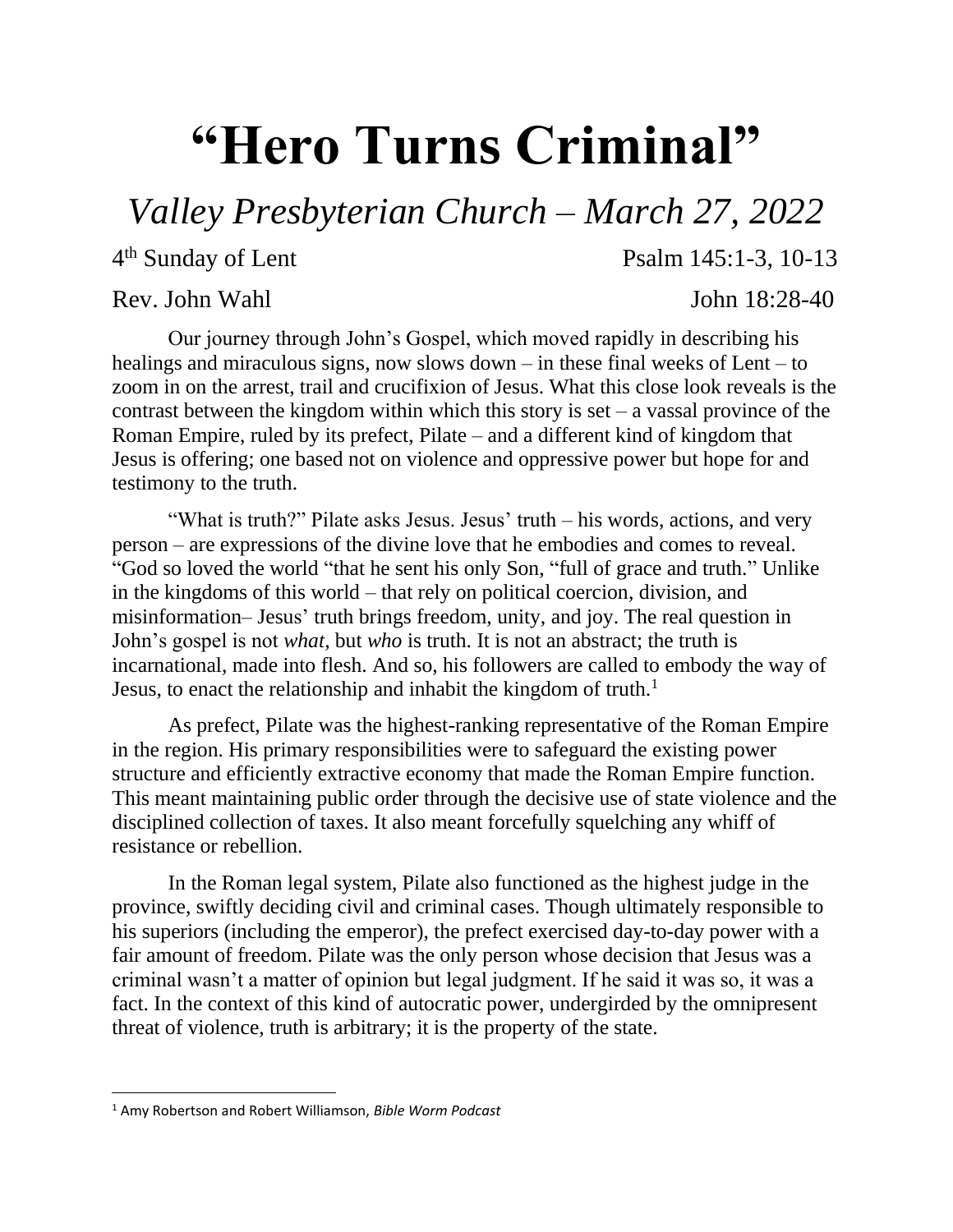# "Hero Turns Criminal"

## *Valley Presbyterian Church – March 27, 2022*

4th Sunday of Lent — Psalm 145:1-3, 10-13

Rev. John Wahl — John 18:28-40

Our journey through John's Gospel, which moved rapidly in describing his healings and miraculous signs, now slows down – in these final weeks of Lent – to zoom in on the arrest, trail and crucifixion of Jesus. What this close look reveals is the contrast between the kingdom within which this story is set – a vassal province of the Roman Empire, ruled by its prefect, Pilate – and a different kind of kingdom that Jesus is offering; one based not on violence and oppressive power but hope for and testimony to the truth.

"What is truth?" Pilate asks Jesus. Jesus' truth – his words, actions, and very person – are expressions of the divine love that he embodies and comes to reveal. "God so loved the world "that he sent his only Son, "full of grace and truth." Unlike in the kingdoms of this world – that rely on political coercion, division, and misinformation– Jesus' truth brings freedom, unity, and joy. The real question in John's gospel is not *what*, but *who* is truth. It is not an abstract; the truth is incarnational, made into flesh. And so, his followers are called to embody the way of Jesus, to enact the relationship and inhabit the kingdom of truth.[1]

As prefect, Pilate was the highest-ranking representative of the Roman Empire in the region. His primary responsibilities were to safeguard the existing power structure and efficiently extractive economy that made the Roman Empire function. This meant maintaining public order through the decisive use of state violence and the disciplined collection of taxes. It also meant forcefully squelching any whiff of resistance or rebellion.

In the Roman legal system, Pilate also functioned as the highest judge in the province, swiftly deciding civil and criminal cases. Though ultimately responsible to his superiors (including the emperor), the prefect exercised day-to-day power with a fair amount of freedom. Pilate was the only person whose decision that Jesus was a criminal wasn't a matter of opinion but legal judgment. If he said it was so, it was a fact. In the context of this kind of autocratic power, undergirded by the omnipresent threat of violence, truth is arbitrary; it is the property of the state.

---

[1] Amy Robertson and Robert Williamson, *Bible Worm Podcast*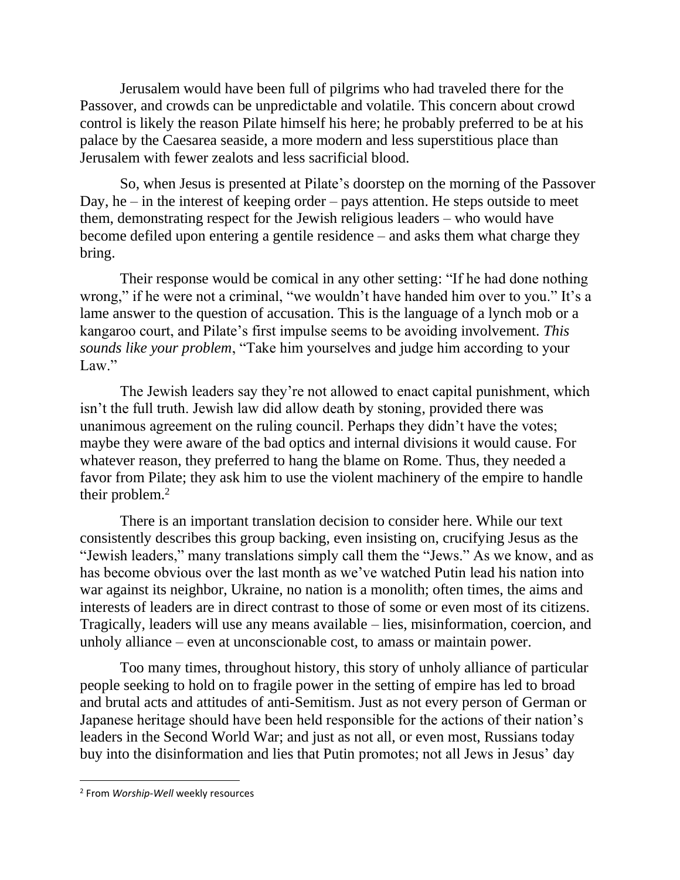Jerusalem would have been full of pilgrims who had traveled there for the Passover, and crowds can be unpredictable and volatile. This concern about crowd control is likely the reason Pilate himself his here; he probably preferred to be at his palace by the Caesarea seaside, a more modern and less superstitious place than Jerusalem with fewer zealots and less sacrificial blood.

So, when Jesus is presented at Pilate's doorstep on the morning of the Passover Day, he – in the interest of keeping order – pays attention. He steps outside to meet them, demonstrating respect for the Jewish religious leaders – who would have become defiled upon entering a gentile residence – and asks them what charge they bring.

Their response would be comical in any other setting: "If he had done nothing wrong," if he were not a criminal, "we wouldn't have handed him over to you." It's a lame answer to the question of accusation. This is the language of a lynch mob or a kangaroo court, and Pilate's first impulse seems to be avoiding involvement. *This sounds like your problem*, "Take him yourselves and judge him according to your Law."

The Jewish leaders say they're not allowed to enact capital punishment, which isn't the full truth. Jewish law did allow death by stoning, provided there was unanimous agreement on the ruling council. Perhaps they didn't have the votes; maybe they were aware of the bad optics and internal divisions it would cause. For whatever reason, they preferred to hang the blame on Rome. Thus, they needed a favor from Pilate; they ask him to use the violent machinery of the empire to handle their problem.[2]

There is an important translation decision to consider here. While our text consistently describes this group backing, even insisting on, crucifying Jesus as the "Jewish leaders," many translations simply call them the "Jews." As we know, and as has become obvious over the last month as we've watched Putin lead his nation into war against its neighbor, Ukraine, no nation is a monolith; often times, the aims and interests of leaders are in direct contrast to those of some or even most of its citizens. Tragically, leaders will use any means available – lies, misinformation, coercion, and unholy alliance – even at unconscionable cost, to amass or maintain power.

Too many times, throughout history, this story of unholy alliance of particular people seeking to hold on to fragile power in the setting of empire has led to broad and brutal acts and attitudes of anti-Semitism. Just as not every person of German or Japanese heritage should have been held responsible for the actions of their nation's leaders in the Second World War; and just as not all, or even most, Russians today buy into the disinformation and lies that Putin promotes; not all Jews in Jesus' day

---

[2] From *Worship-Well* weekly resources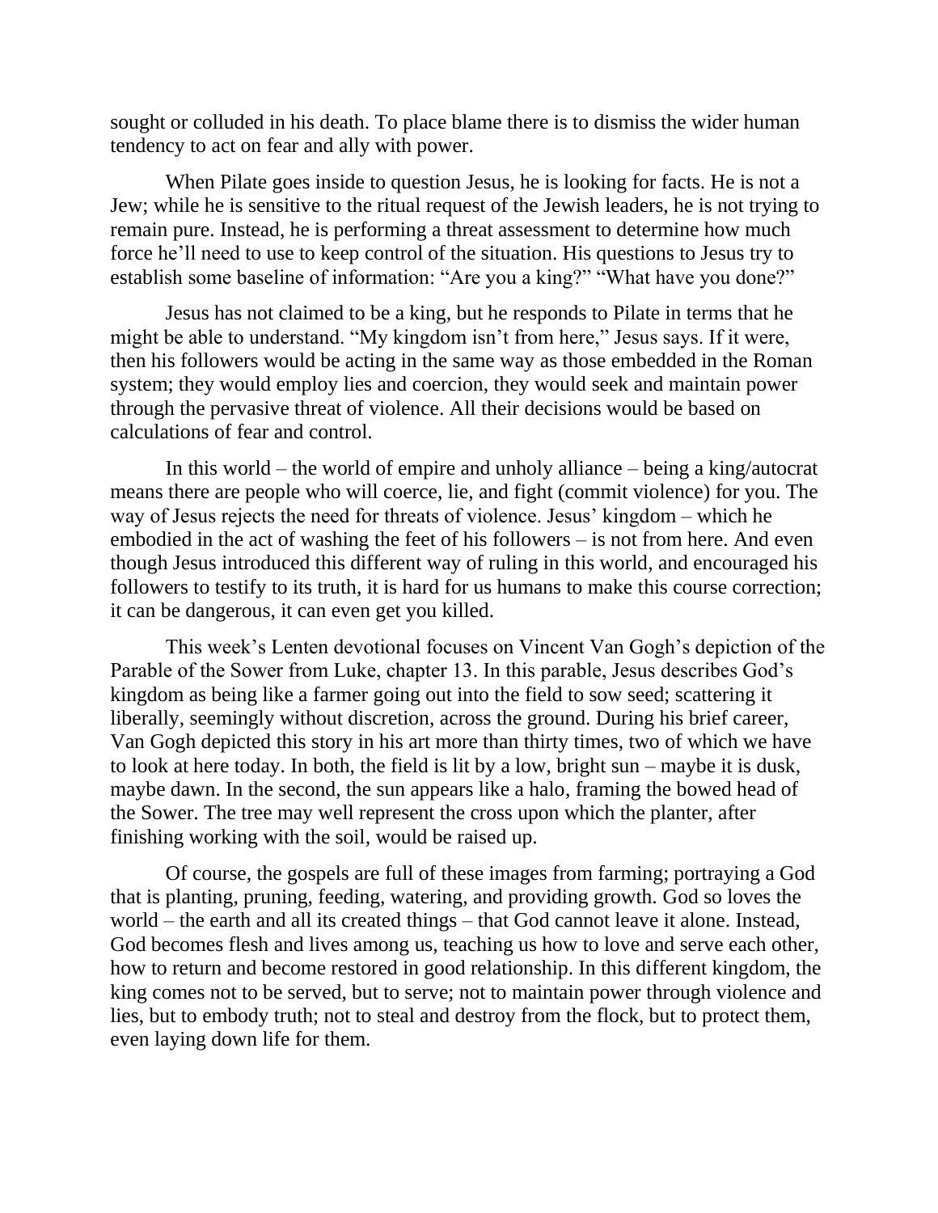sought or colluded in his death. To place blame there is to dismiss the wider human tendency to act on fear and ally with power.

When Pilate goes inside to question Jesus, he is looking for facts. He is not a Jew; while he is sensitive to the ritual request of the Jewish leaders, he is not trying to remain pure. Instead, he is performing a threat assessment to determine how much force he'll need to use to keep control of the situation. His questions to Jesus try to establish some baseline of information: "Are you a king?" "What have you done?"

Jesus has not claimed to be a king, but he responds to Pilate in terms that he might be able to understand. "My kingdom isn't from here," Jesus says. If it were, then his followers would be acting in the same way as those embedded in the Roman system; they would employ lies and coercion, they would seek and maintain power through the pervasive threat of violence. All their decisions would be based on calculations of fear and control.

In this world – the world of empire and unholy alliance – being a king/autocrat means there are people who will coerce, lie, and fight (commit violence) for you. The way of Jesus rejects the need for threats of violence. Jesus' kingdom – which he embodied in the act of washing the feet of his followers – is not from here. And even though Jesus introduced this different way of ruling in this world, and encouraged his followers to testify to its truth, it is hard for us humans to make this course correction; it can be dangerous, it can even get you killed.

This week's Lenten devotional focuses on Vincent Van Gogh's depiction of the Parable of the Sower from Luke, chapter 13. In this parable, Jesus describes God's kingdom as being like a farmer going out into the field to sow seed; scattering it liberally, seemingly without discretion, across the ground. During his brief career, Van Gogh depicted this story in his art more than thirty times, two of which we have to look at here today. In both, the field is lit by a low, bright sun – maybe it is dusk, maybe dawn. In the second, the sun appears like a halo, framing the bowed head of the Sower. The tree may well represent the cross upon which the planter, after finishing working with the soil, would be raised up.

Of course, the gospels are full of these images from farming; portraying a God that is planting, pruning, feeding, watering, and providing growth. God so loves the world – the earth and all its created things – that God cannot leave it alone. Instead, God becomes flesh and lives among us, teaching us how to love and serve each other, how to return and become restored in good relationship. In this different kingdom, the king comes not to be served, but to serve; not to maintain power through violence and lies, but to embody truth; not to steal and destroy from the flock, but to protect them, even laying down life for them.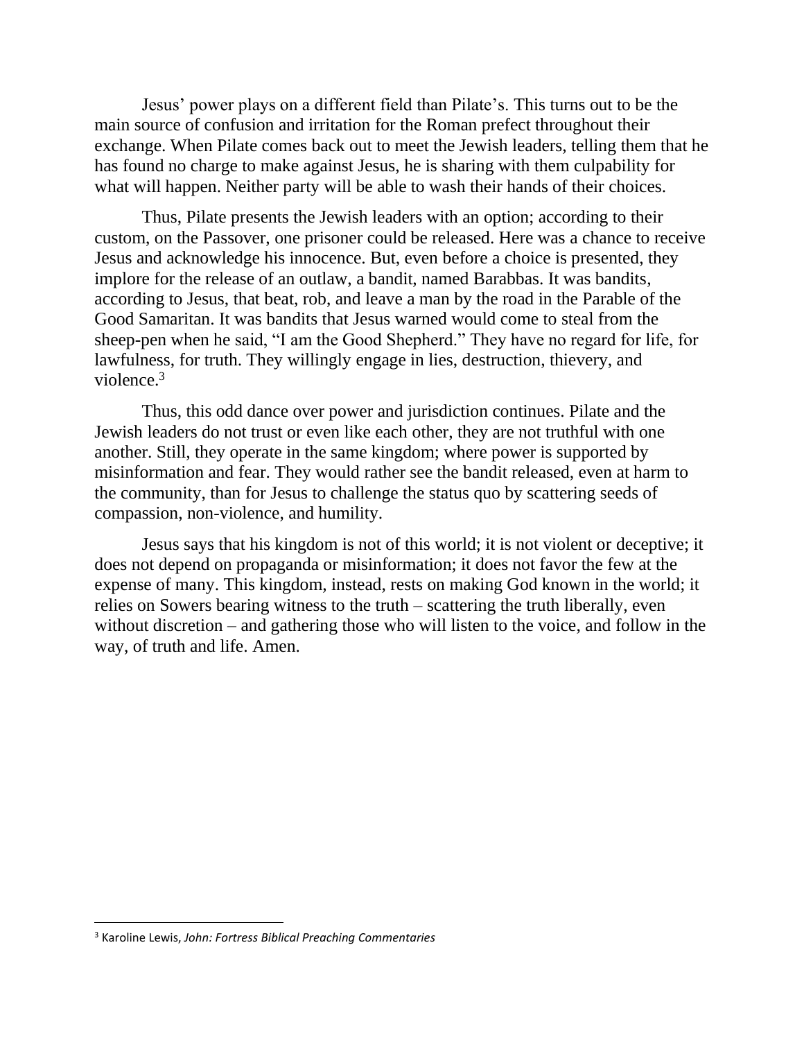Jesus' power plays on a different field than Pilate's. This turns out to be the main source of confusion and irritation for the Roman prefect throughout their exchange. When Pilate comes back out to meet the Jewish leaders, telling them that he has found no charge to make against Jesus, he is sharing with them culpability for what will happen. Neither party will be able to wash their hands of their choices.

Thus, Pilate presents the Jewish leaders with an option; according to their custom, on the Passover, one prisoner could be released. Here was a chance to receive Jesus and acknowledge his innocence. But, even before a choice is presented, they implore for the release of an outlaw, a bandit, named Barabbas. It was bandits, according to Jesus, that beat, rob, and leave a man by the road in the Parable of the Good Samaritan. It was bandits that Jesus warned would come to steal from the sheep-pen when he said, "I am the Good Shepherd." They have no regard for life, for lawfulness, for truth. They willingly engage in lies, destruction, thievery, and violence.[3]

Thus, this odd dance over power and jurisdiction continues. Pilate and the Jewish leaders do not trust or even like each other, they are not truthful with one another. Still, they operate in the same kingdom; where power is supported by misinformation and fear. They would rather see the bandit released, even at harm to the community, than for Jesus to challenge the status quo by scattering seeds of compassion, non-violence, and humility.

Jesus says that his kingdom is not of this world; it is not violent or deceptive; it does not depend on propaganda or misinformation; it does not favor the few at the expense of many. This kingdom, instead, rests on making God known in the world; it relies on Sowers bearing witness to the truth – scattering the truth liberally, even without discretion – and gathering those who will listen to the voice, and follow in the way, of truth and life. Amen.

---

[3] Karoline Lewis, *John: Fortress Biblical Preaching Commentaries*